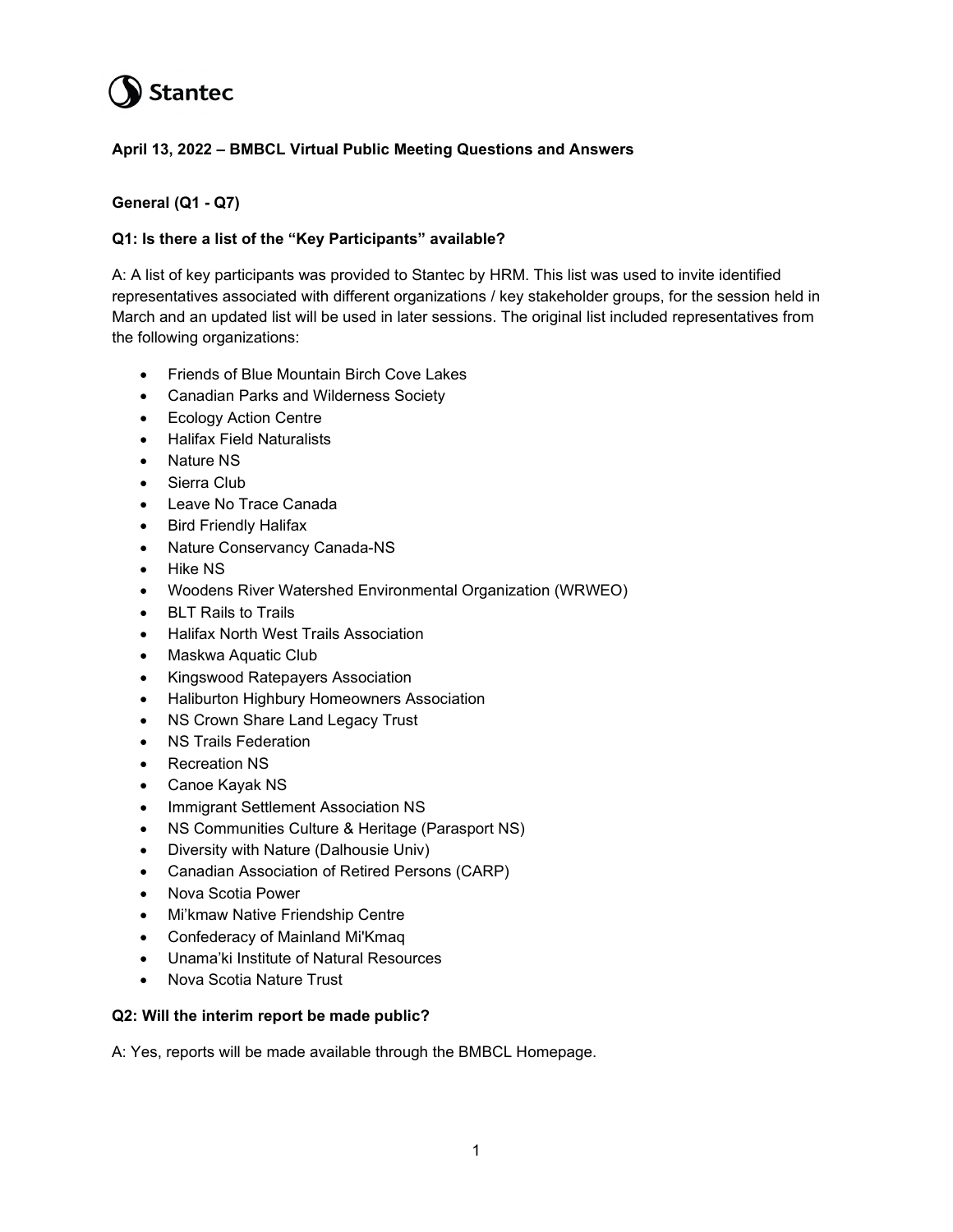Stantec

**April 13, 2022 – BMBCL Virtual Public Meeting Questions and Answers**

**General (Q1 - Q7)**

**Q1: Is there a list of the "Key Participants" available?**

A: A list of key participants was provided to Stantec by HRM. This list was used to invite identified representatives associated with different organizations / key stakeholder groups, for the session held in March and an updated list will be used in later sessions. The original list included representatives from the following organizations:

- Friends of Blue Mountain Birch Cove Lakes
- Canadian Parks and Wilderness Society
- Ecology Action Centre
- Halifax Field Naturalists
- Nature NS
- Sierra Club
- Leave No Trace Canada
- Bird Friendly Halifax
- Nature Conservancy Canada-NS
- Hike NS
- Woodens River Watershed Environmental Organization (WRWEO)
- BLT Rails to Trails
- Halifax North West Trails Association
- Maskwa Aquatic Club
- Kingswood Ratepayers Association
- Haliburton Highbury Homeowners Association
- NS Crown Share Land Legacy Trust
- NS Trails Federation
- Recreation NS
- Canoe Kayak NS
- Immigrant Settlement Association NS
- NS Communities Culture & Heritage (Parasport NS)
- Diversity with Nature (Dalhousie Univ)
- Canadian Association of Retired Persons (CARP)
- Nova Scotia Power
- Mi'kmaw Native Friendship Centre
- Confederacy of Mainland Mi'Kmaq
- Unama'ki Institute of Natural Resources
- Nova Scotia Nature Trust

**Q2: Will the interim report be made public?**

A: Yes, reports will be made available through the BMBCL Homepage.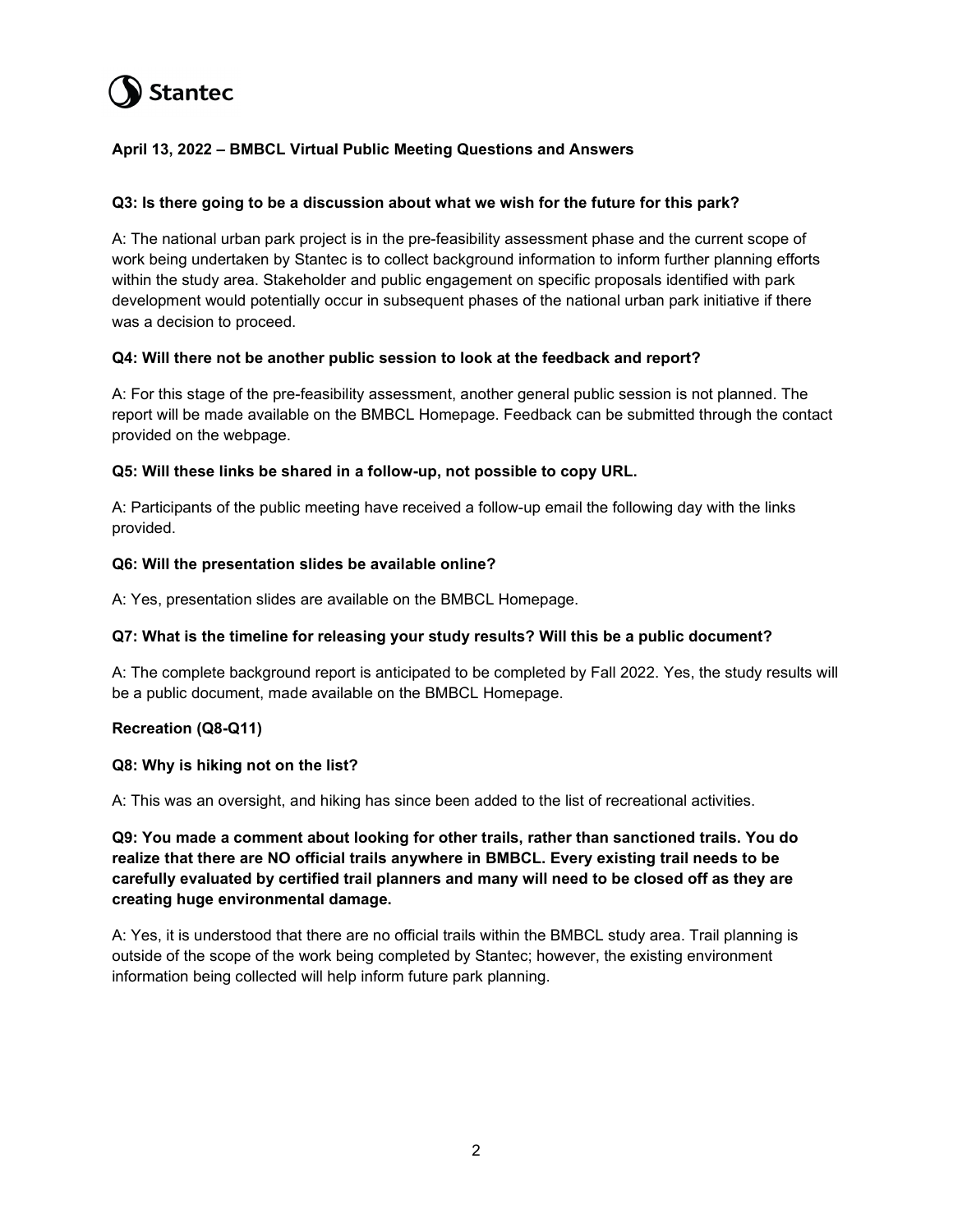**April 13, 2022 – BMBCL Virtual Public Meeting Questions and Answers**

**Q3: Is there going to be a discussion about what we wish for the future for this park?**

A: The national urban park project is in the pre-feasibility assessment phase and the current scope of work being undertaken by Stantec is to collect background information to inform further planning efforts within the study area. Stakeholder and public engagement on specific proposals identified with park development would potentially occur in subsequent phases of the national urban park initiative if there was a decision to proceed.

**Q4: Will there not be another public session to look at the feedback and report?**

A: For this stage of the pre-feasibility assessment, another general public session is not planned. The report will be made available on the BMBCL Homepage. Feedback can be submitted through the contact provided on the webpage.

**Q5: Will these links be shared in a follow-up, not possible to copy URL.**

A: Participants of the public meeting have received a follow-up email the following day with the links provided.

**Q6: Will the presentation slides be available online?**

A: Yes, presentation slides are available on the BMBCL Homepage.

**Q7: What is the timeline for releasing your study results? Will this be a public document?**

A: The complete background report is anticipated to be completed by Fall 2022. Yes, the study results will be a public document, made available on the BMBCL Homepage.

**Recreation (Q8-Q11)**

**Q8: Why is hiking not on the list?**

A: This was an oversight, and hiking has since been added to the list of recreational activities.

**Q9: You made a comment about looking for other trails, rather than sanctioned trails. You do realize that there are NO official trails anywhere in BMBCL. Every existing trail needs to be carefully evaluated by certified trail planners and many will need to be closed off as they are creating huge environmental damage.**

A: Yes, it is understood that there are no official trails within the BMBCL study area. Trail planning is outside of the scope of the work being completed by Stantec; however, the existing environment information being collected will help inform future park planning.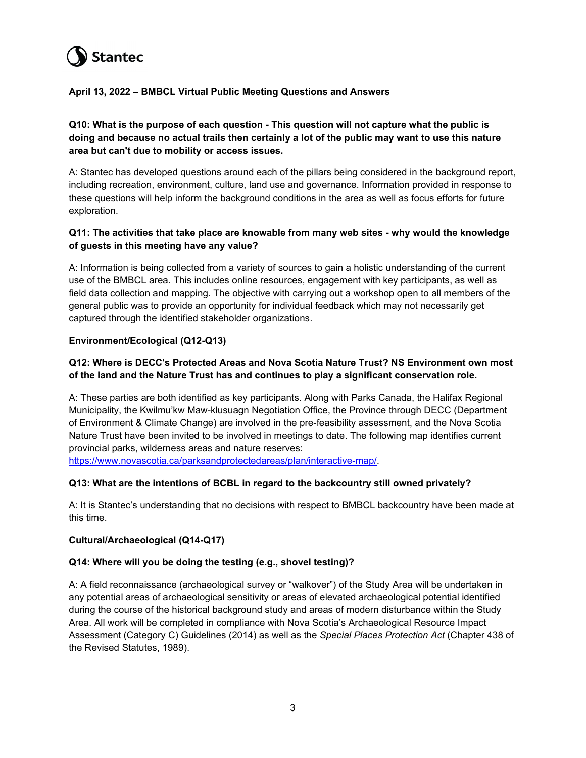**April 13, 2022 – BMBCL Virtual Public Meeting Questions and Answers**

**Q10: What is the purpose of each question - This question will not capture what the public is doing and because no actual trails then certainly a lot of the public may want to use this nature area but can't due to mobility or access issues.**

A: Stantec has developed questions around each of the pillars being considered in the background report, including recreation, environment, culture, land use and governance. Information provided in response to these questions will help inform the background conditions in the area as well as focus efforts for future exploration.

**Q11: The activities that take place are knowable from many web sites - why would the knowledge of guests in this meeting have any value?**

A: Information is being collected from a variety of sources to gain a holistic understanding of the current use of the BMBCL area. This includes online resources, engagement with key participants, as well as field data collection and mapping. The objective with carrying out a workshop open to all members of the general public was to provide an opportunity for individual feedback which may not necessarily get captured through the identified stakeholder organizations.

**Environment/Ecological (Q12-Q13)**

**Q12: Where is DECC's Protected Areas and Nova Scotia Nature Trust? NS Environment own most of the land and the Nature Trust has and continues to play a significant conservation role.**

A: These parties are both identified as key participants. Along with Parks Canada, the Halifax Regional Municipality, the Kwilmu'kw Maw-klusuagn Negotiation Office, the Province through DECC (Department of Environment & Climate Change) are involved in the pre-feasibility assessment, and the Nova Scotia Nature Trust have been invited to be involved in meetings to date. The following map identifies current provincial parks, wilderness areas and nature reserves: https://www.novascotia.ca/parksandprotectedareas/plan/interactive-map/.

**Q13: What are the intentions of BCBL in regard to the backcountry still owned privately?**

A: It is Stantec's understanding that no decisions with respect to BMBCL backcountry have been made at this time.

**Cultural/Archaeological (Q14-Q17)**

**Q14: Where will you be doing the testing (e.g., shovel testing)?**

A: A field reconnaissance (archaeological survey or "walkover") of the Study Area will be undertaken in any potential areas of archaeological sensitivity or areas of elevated archaeological potential identified during the course of the historical background study and areas of modern disturbance within the Study Area. All work will be completed in compliance with Nova Scotia's Archaeological Resource Impact Assessment (Category C) Guidelines (2014) as well as the *Special Places Protection Act* (Chapter 438 of the Revised Statutes, 1989).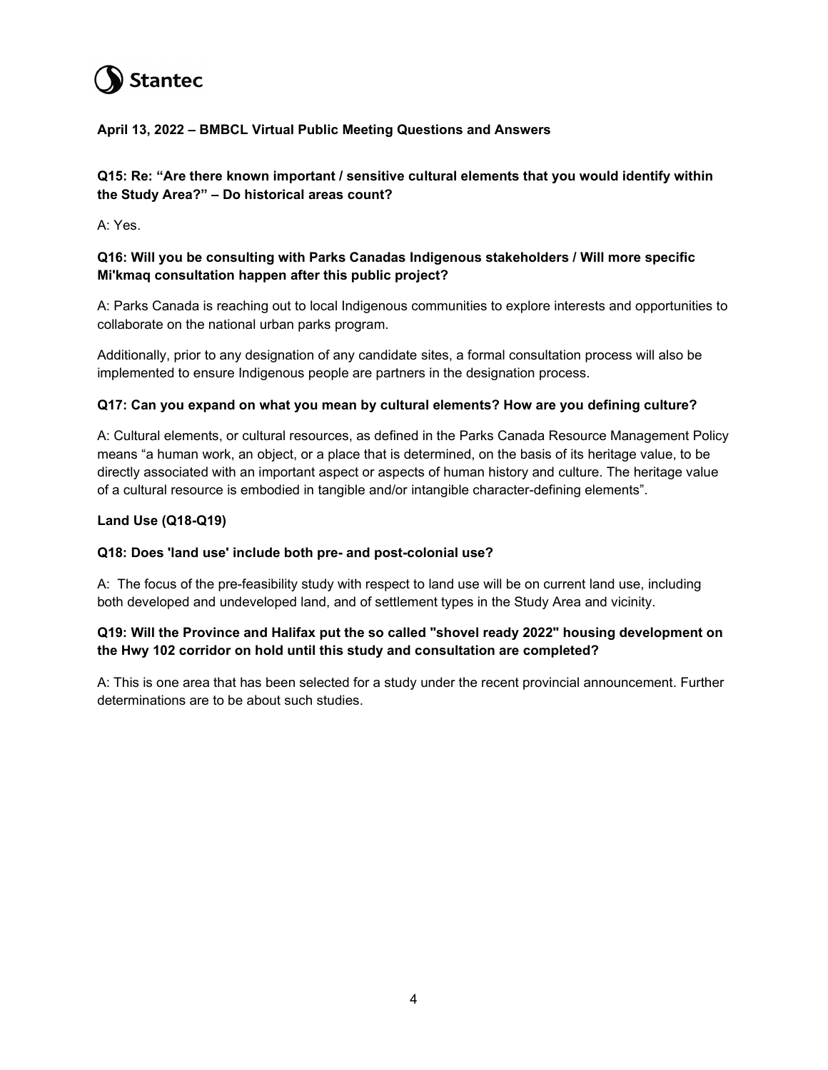**April 13, 2022 – BMBCL Virtual Public Meeting Questions and Answers**

**Q15: Re: "Are there known important / sensitive cultural elements that you would identify within the Study Area?" – Do historical areas count?**

A: Yes.

**Q16: Will you be consulting with Parks Canadas Indigenous stakeholders / Will more specific Mi'kmaq consultation happen after this public project?**

A: Parks Canada is reaching out to local Indigenous communities to explore interests and opportunities to collaborate on the national urban parks program.

Additionally, prior to any designation of any candidate sites, a formal consultation process will also be implemented to ensure Indigenous people are partners in the designation process.

**Q17: Can you expand on what you mean by cultural elements? How are you defining culture?**

A: Cultural elements, or cultural resources, as defined in the Parks Canada Resource Management Policy means "a human work, an object, or a place that is determined, on the basis of its heritage value, to be directly associated with an important aspect or aspects of human history and culture. The heritage value of a cultural resource is embodied in tangible and/or intangible character-defining elements".

**Land Use (Q18-Q19)**

**Q18: Does 'land use' include both pre- and post-colonial use?**

A: The focus of the pre-feasibility study with respect to land use will be on current land use, including both developed and undeveloped land, and of settlement types in the Study Area and vicinity.

**Q19: Will the Province and Halifax put the so called "shovel ready 2022" housing development on the Hwy 102 corridor on hold until this study and consultation are completed?**

A: This is one area that has been selected for a study under the recent provincial announcement. Further determinations are to be about such studies.